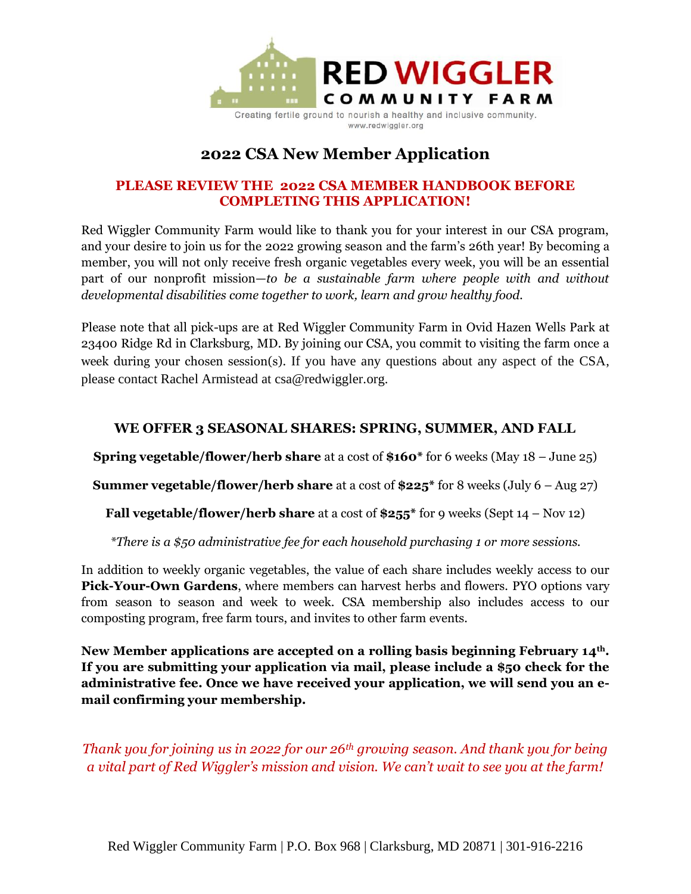**RED WIGGLER COMMUNITY FARM**

Creating fertile ground to nourish a healthy and inclusive community.
www.redwiggler.org

# 2022 CSA New Member Application

**PLEASE REVIEW THE 2022 CSA MEMBER HANDBOOK BEFORE COMPLETING THIS APPLICATION!**

Red Wiggler Community Farm would like to thank you for your interest in our CSA program, and your desire to join us for the 2022 growing season and the farm's 26th year! By becoming a member, you will not only receive fresh organic vegetables every week, you will be an essential part of our nonprofit mission—*to be a sustainable farm where people with and without developmental disabilities come together to work, learn and grow healthy food.*

Please note that all pick-ups are at Red Wiggler Community Farm in Ovid Hazen Wells Park at 23400 Ridge Rd in Clarksburg, MD. By joining our CSA, you commit to visiting the farm once a week during your chosen session(s). If you have any questions about any aspect of the CSA, please contact Rachel Armistead at csa@redwiggler.org.

## WE OFFER 3 SEASONAL SHARES: SPRING, SUMMER, AND FALL

**Spring vegetable/flower/herb share** at a cost of **$160*** for 6 weeks (May 18 – June 25)

**Summer vegetable/flower/herb share** at a cost of **$225*** for 8 weeks (July 6 – Aug 27)

**Fall vegetable/flower/herb share** at a cost of **$255*** for 9 weeks (Sept 14 – Nov 12)

**There is a $50 administrative fee for each household purchasing 1 or more sessions.*

In addition to weekly organic vegetables, the value of each share includes weekly access to our **Pick-Your-Own Gardens**, where members can harvest herbs and flowers. PYO options vary from season to season and week to week. CSA membership also includes access to our composting program, free farm tours, and invites to other farm events.

**New Member applications are accepted on a rolling basis beginning February 14th. If you are submitting your application via mail, please include a $50 check for the administrative fee. Once we have received your application, we will send you an e-mail confirming your membership.**

*Thank you for joining us in 2022 for our 26th growing season. And thank you for being a vital part of Red Wiggler's mission and vision. We can't wait to see you at the farm!*

Red Wiggler Community Farm | P.O. Box 968 | Clarksburg, MD 20871 | 301-916-2216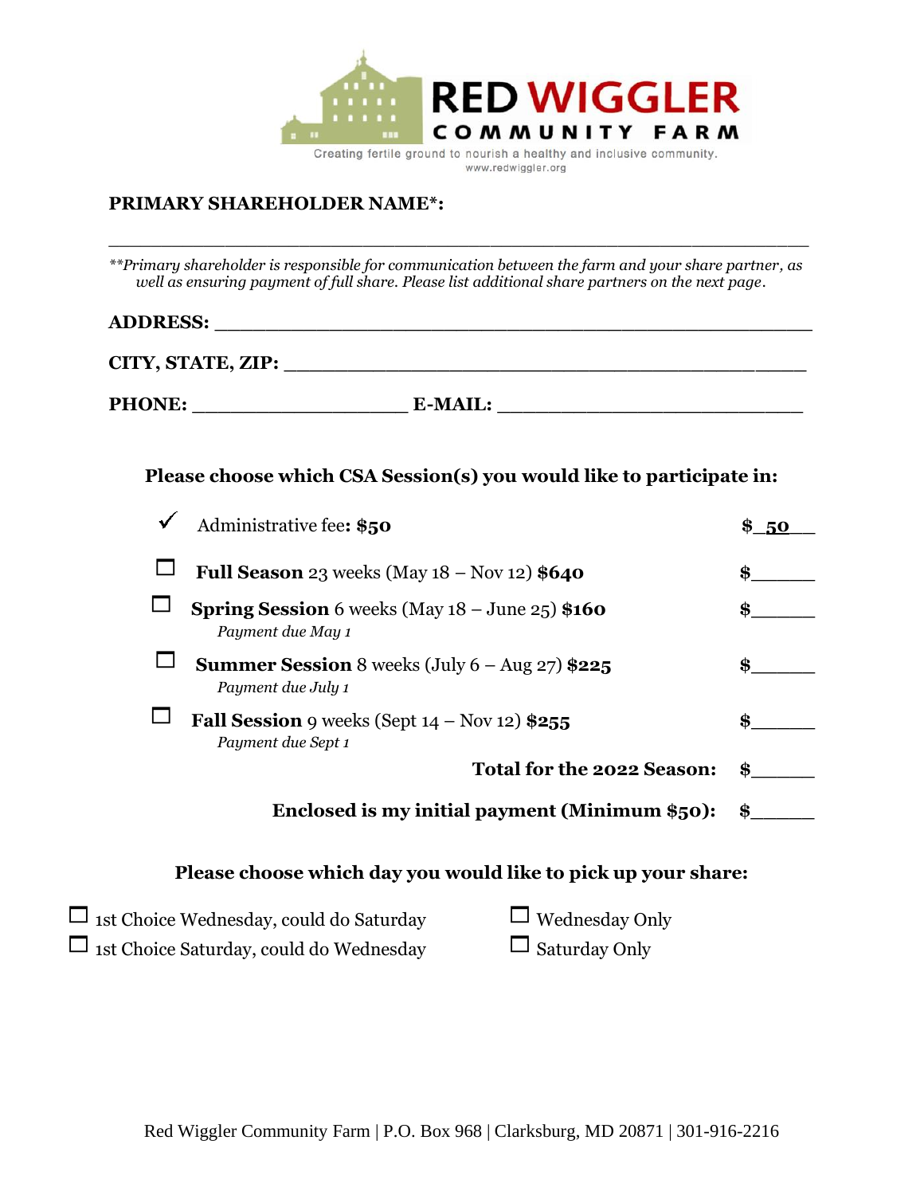# RED WIGGLER COMMUNITY FARM

Creating fertile ground to nourish a healthy and inclusive community.
www.redwiggler.org

**PRIMARY SHAREHOLDER NAME*:**

_______________________________________________________________

*\*\*Primary shareholder is responsible for communication between the farm and your share partner, as well as ensuring payment of full share. Please list additional share partners on the next page.*

**ADDRESS:** _______________________________________________

**CITY, STATE, ZIP:** ___________________________________________

**PHONE:** ___________________ **E-MAIL:** ___________________________

**Please choose which CSA Session(s) you would like to participate in:**

| | | |
|---|---|---|
| ✓ | Administrative fee**: $50** | $ 50 |
| ☐ | **Full Season** 23 weeks (May 18 – Nov 12) **$640** | $______ |
| ☐ | **Spring Session** 6 weeks (May 18 – June 25) **$160**<br>*Payment due May 1* | $______ |
| ☐ | **Summer Session** 8 weeks (July 6 – Aug 27) **$225**<br>*Payment due July 1* | $______ |
| ☐ | **Fall Session** 9 weeks (Sept 14 – Nov 12) **$255**<br>*Payment due Sept 1* | $______ |
| | **Total for the 2022 Season:** | $______ |
| | **Enclosed is my initial payment (Minimum $50):** | $______ |

**Please choose which day you would like to pick up your share:**

- ☐ 1st Choice Wednesday, could do Saturday
- ☐ 1st Choice Saturday, could do Wednesday
- ☐ Wednesday Only
- ☐ Saturday Only

Red Wiggler Community Farm | P.O. Box 968 | Clarksburg, MD 20871 | 301-916-2216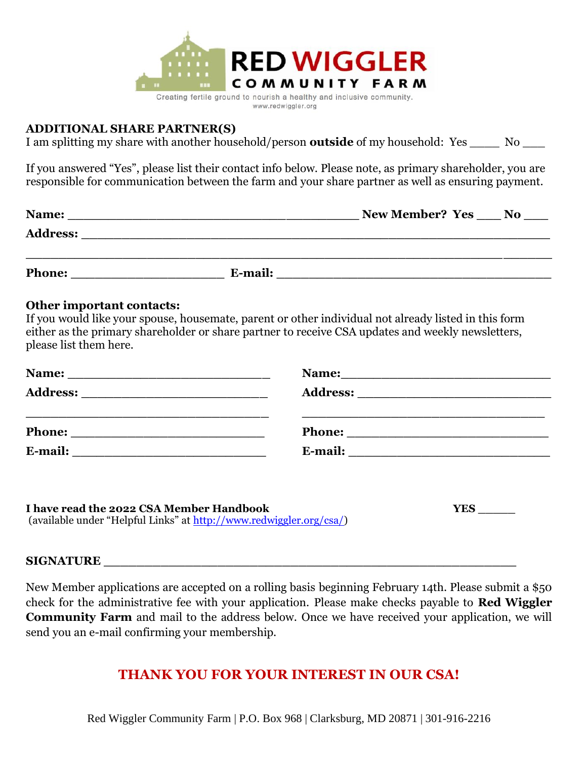RED WIGGLER COMMUNITY FARM

Creating fertile ground to nourish a healthy and inclusive community.

www.redwiggler.org

**ADDITIONAL SHARE PARTNER(S)**

I am splitting my share with another household/person **outside** of my household: Yes ____ No ___

If you answered "Yes", please list their contact info below. Please note, as primary shareholder, you are responsible for communication between the farm and your share partner as well as ensuring payment.

**Name:** ________________________________________ **New Member? Yes** ___ **No** ___

**Address:** ____________________________________________________________

______________________________________________________________________

**Phone:** _____________________ **E-mail:** ______________________________________

**Other important contacts:**

If you would like your spouse, housemate, parent or other individual not already listed in this form either as the primary shareholder or share partner to receive CSA updates and weekly newsletters, please list them here.

**Name:** ____________________________

**Address:** __________________________

____________________________________

**Phone:** ___________________________

**E-mail:** ___________________________

**Name:** ____________________________

**Address:** __________________________

____________________________________

**Phone:** ___________________________

**E-mail:** ___________________________

**I have read the 2022 CSA Member Handbook** **YES** _____

(available under "Helpful Links" at http://www.redwiggler.org/csa/)

**SIGNATURE** __________________________________________________

New Member applications are accepted on a rolling basis beginning February 14th. Please submit a $50 check for the administrative fee with your application. Please make checks payable to **Red Wiggler Community Farm** and mail to the address below. Once we have received your application, we will send you an e-mail confirming your membership.

## THANK YOU FOR YOUR INTEREST IN OUR CSA!

Red Wiggler Community Farm | P.O. Box 968 | Clarksburg, MD 20871 | 301-916-2216